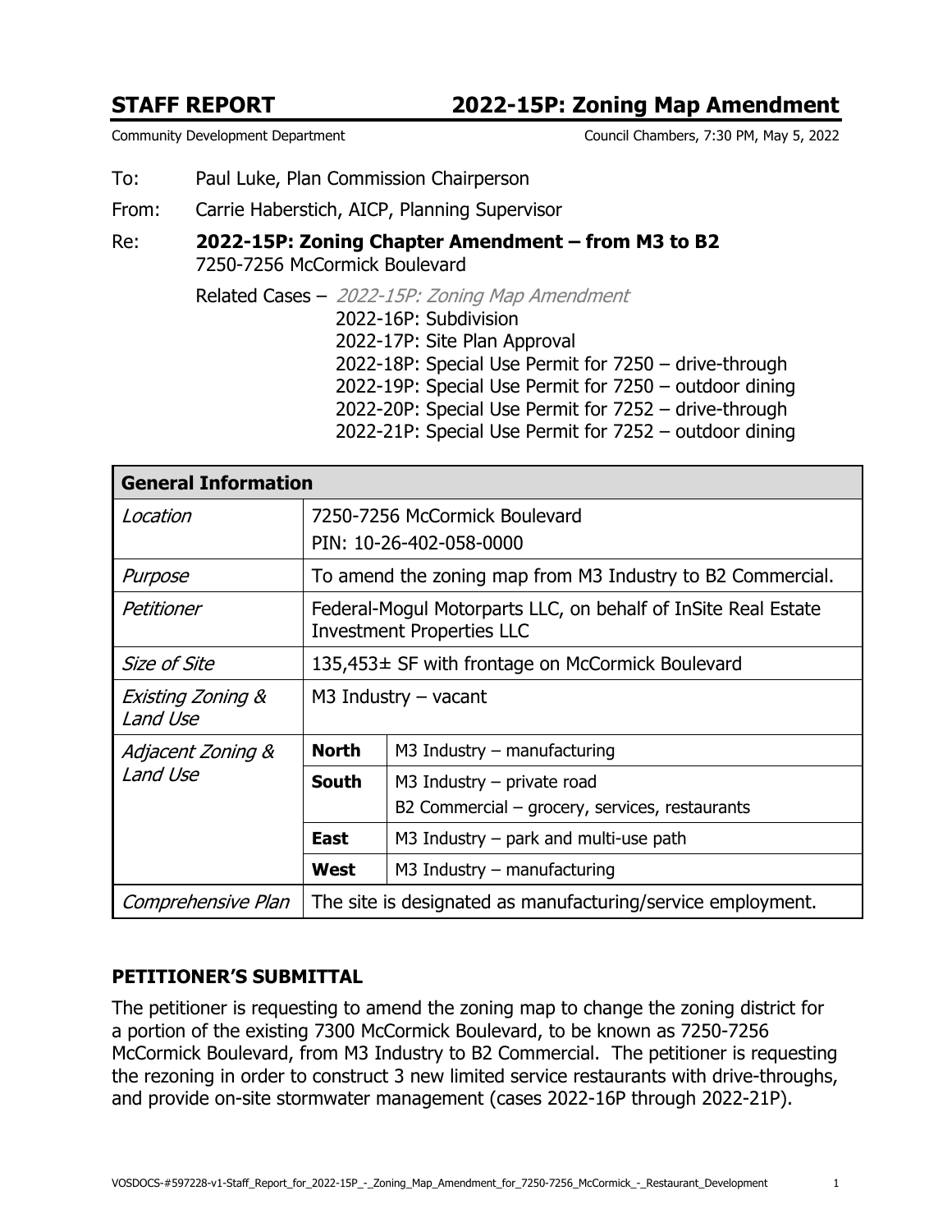# STAFF REPORT — 2022-15P: Zoning Map Amendment

Community Development Department — Council Chambers, 7:30 PM, May 5, 2022

To: Paul Luke, Plan Commission Chairperson

From: Carrie Haberstich, AICP, Planning Supervisor

Re: **2022-15P: Zoning Chapter Amendment – from M3 to B2**
7250-7256 McCormick Boulevard

Related Cases – *2022-15P: Zoning Map Amendment*
2022-16P: Subdivision
2022-17P: Site Plan Approval
2022-18P: Special Use Permit for 7250 – drive-through
2022-19P: Special Use Permit for 7250 – outdoor dining
2022-20P: Special Use Permit for 7252 – drive-through
2022-21P: Special Use Permit for 7252 – outdoor dining

| **General Information** | | |
|---|---|---|
| *Location* | 7250-7256 McCormick Boulevard<br>PIN: 10-26-402-058-0000 | |
| *Purpose* | To amend the zoning map from M3 Industry to B2 Commercial. | |
| *Petitioner* | Federal-Mogul Motorparts LLC, on behalf of InSite Real Estate Investment Properties LLC | |
| *Size of Site* | 135,453± SF with frontage on McCormick Boulevard | |
| *Existing Zoning & Land Use* | M3 Industry – vacant | |
| *Adjacent Zoning & Land Use* | **North** | M3 Industry – manufacturing |
| | **South** | M3 Industry – private road<br>B2 Commercial – grocery, services, restaurants |
| | **East** | M3 Industry – park and multi-use path |
| | **West** | M3 Industry – manufacturing |
| *Comprehensive Plan* | The site is designated as manufacturing/service employment. | |

## PETITIONER'S SUBMITTAL

The petitioner is requesting to amend the zoning map to change the zoning district for a portion of the existing 7300 McCormick Boulevard, to be known as 7250-7256 McCormick Boulevard, from M3 Industry to B2 Commercial. The petitioner is requesting the rezoning in order to construct 3 new limited service restaurants with drive-throughs, and provide on-site stormwater management (cases 2022-16P through 2022-21P).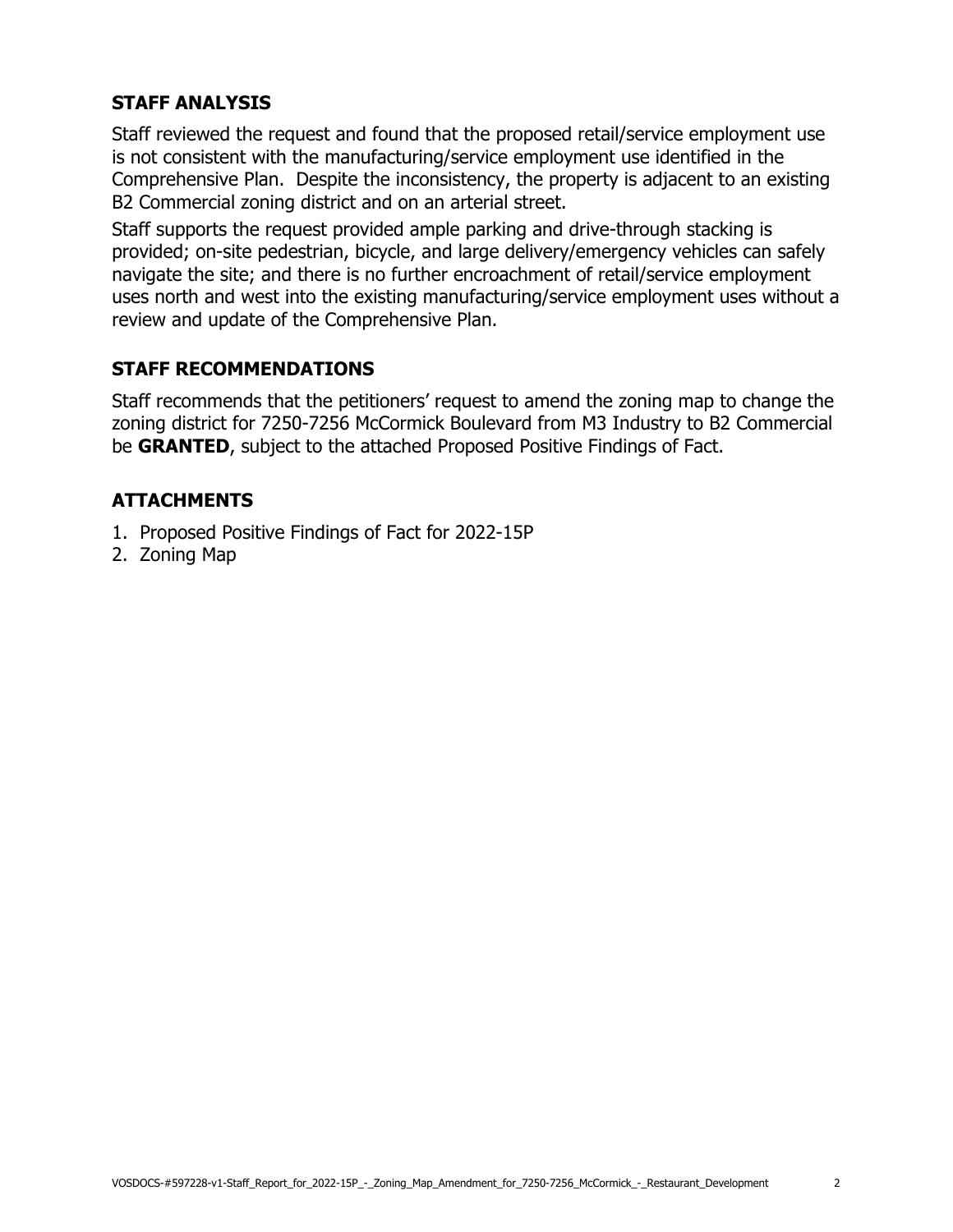## STAFF ANALYSIS

Staff reviewed the request and found that the proposed retail/service employment use is not consistent with the manufacturing/service employment use identified in the Comprehensive Plan. Despite the inconsistency, the property is adjacent to an existing B2 Commercial zoning district and on an arterial street.

Staff supports the request provided ample parking and drive-through stacking is provided; on-site pedestrian, bicycle, and large delivery/emergency vehicles can safely navigate the site; and there is no further encroachment of retail/service employment uses north and west into the existing manufacturing/service employment uses without a review and update of the Comprehensive Plan.

## STAFF RECOMMENDATIONS

Staff recommends that the petitioners' request to amend the zoning map to change the zoning district for 7250-7256 McCormick Boulevard from M3 Industry to B2 Commercial be **GRANTED**, subject to the attached Proposed Positive Findings of Fact.

## ATTACHMENTS

1. Proposed Positive Findings of Fact for 2022-15P
2. Zoning Map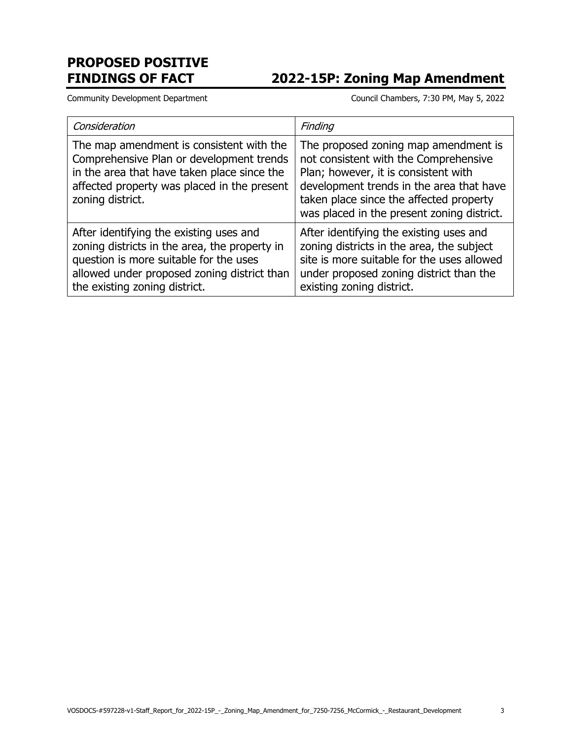# PROPOSED POSITIVE FINDINGS OF FACT

## 2022-15P: Zoning Map Amendment

Community Development Department

Council Chambers, 7:30 PM, May 5, 2022

| *Consideration* | *Finding* |
|---|---|
| The map amendment is consistent with the Comprehensive Plan or development trends in the area that have taken place since the affected property was placed in the present zoning district. | The proposed zoning map amendment is not consistent with the Comprehensive Plan; however, it is consistent with development trends in the area that have taken place since the affected property was placed in the present zoning district. |
| After identifying the existing uses and zoning districts in the area, the property in question is more suitable for the uses allowed under proposed zoning district than the existing zoning district. | After identifying the existing uses and zoning districts in the area, the subject site is more suitable for the uses allowed under proposed zoning district than the existing zoning district. |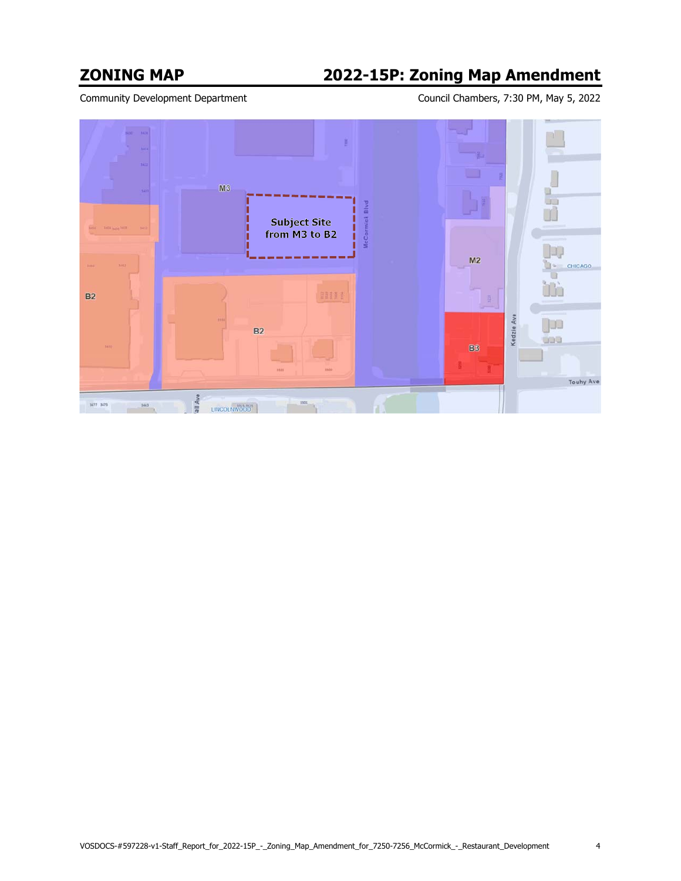# ZONING MAP

## 2022-15P: Zoning Map Amendment

Community Development Department

Council Chambers, 7:30 PM, May 5, 2022

M3

Subject Site
from M3 to B2

McCormick Blvd

B2

B2

M2

B3

Kedzie Ave

CHICAGO

Touhy Ave

LINCOLNWOOD